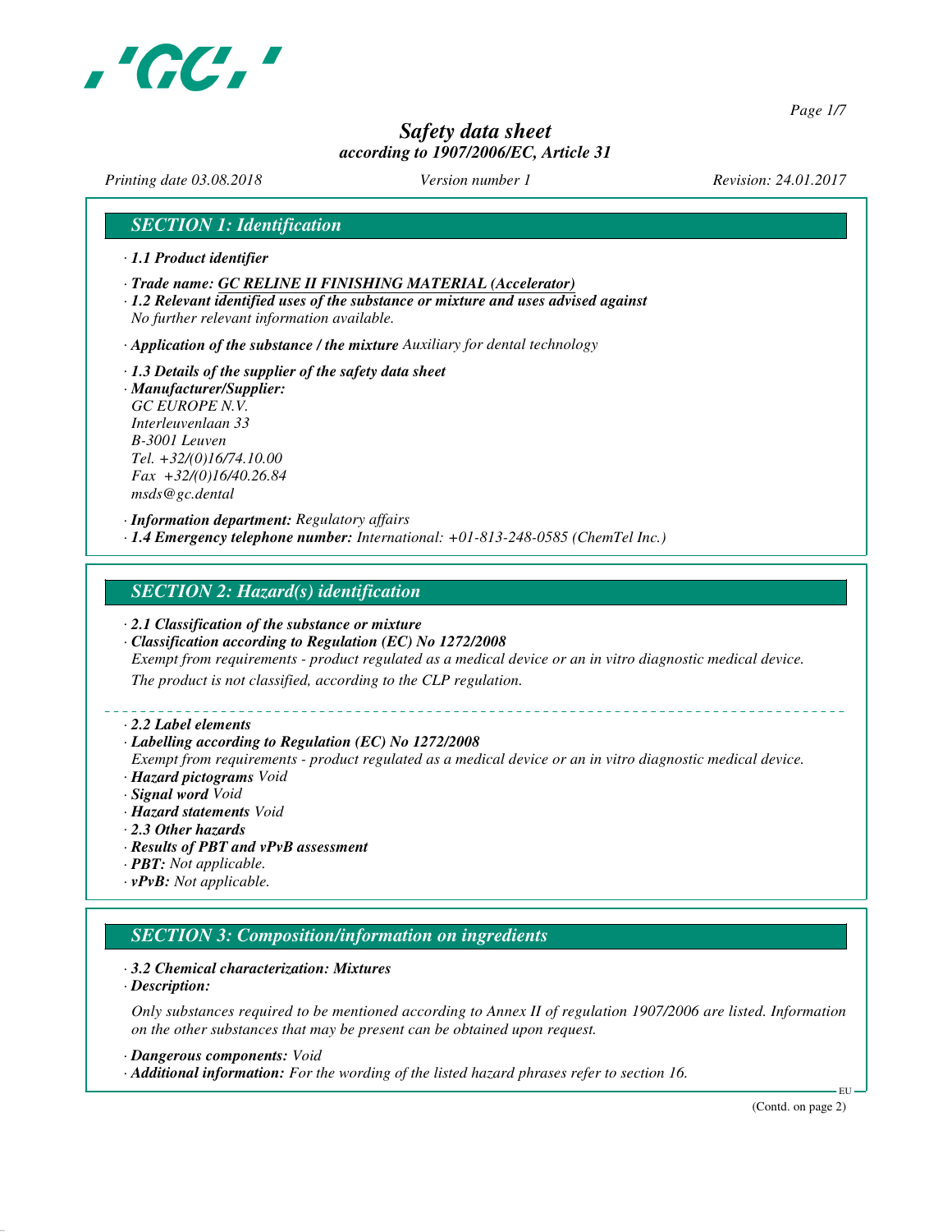# Safety data sheet

*according to 1907/2006/EC, Article 31*

*Printing date 03.08.2018* *Version number 1* *Revision: 24.01.2017*

## SECTION 1: Identification

· **1.1 Product identifier**

· **Trade name: GC RELINE II FINISHING MATERIAL (Accelerator)**

· **1.2 Relevant identified uses of the substance or mixture and uses advised against**
No further relevant information available.

· **Application of the substance / the mixture** Auxiliary for dental technology

· **1.3 Details of the supplier of the safety data sheet**

· **Manufacturer/Supplier:**
GC EUROPE N.V.
Interleuvenlaan 33
B-3001 Leuven
Tel. +32/(0)16/74.10.00
Fax +32/(0)16/40.26.84
msds@gc.dental

· **Information department:** Regulatory affairs

· **1.4 Emergency telephone number:** International: +01-813-248-0585 (ChemTel Inc.)

## SECTION 2: Hazard(s) identification

· **2.1 Classification of the substance or mixture**

· **Classification according to Regulation (EC) No 1272/2008**
Exempt from requirements - product regulated as a medical device or an in vitro diagnostic medical device.
The product is not classified, according to the CLP regulation.

· **2.2 Label elements**

· **Labelling according to Regulation (EC) No 1272/2008**
Exempt from requirements - product regulated as a medical device or an in vitro diagnostic medical device.

· **Hazard pictograms** Void

· **Signal word** Void

· **Hazard statements** Void

· **2.3 Other hazards**

· **Results of PBT and vPvB assessment**

· **PBT:** Not applicable.

· **vPvB:** Not applicable.

## SECTION 3: Composition/information on ingredients

· **3.2 Chemical characterization: Mixtures**

· **Description:**

Only substances required to be mentioned according to Annex II of regulation 1907/2006 are listed. Information on the other substances that may be present can be obtained upon request.

· **Dangerous components:** Void

· **Additional information:** For the wording of the listed hazard phrases refer to section 16.

(Contd. on page 2)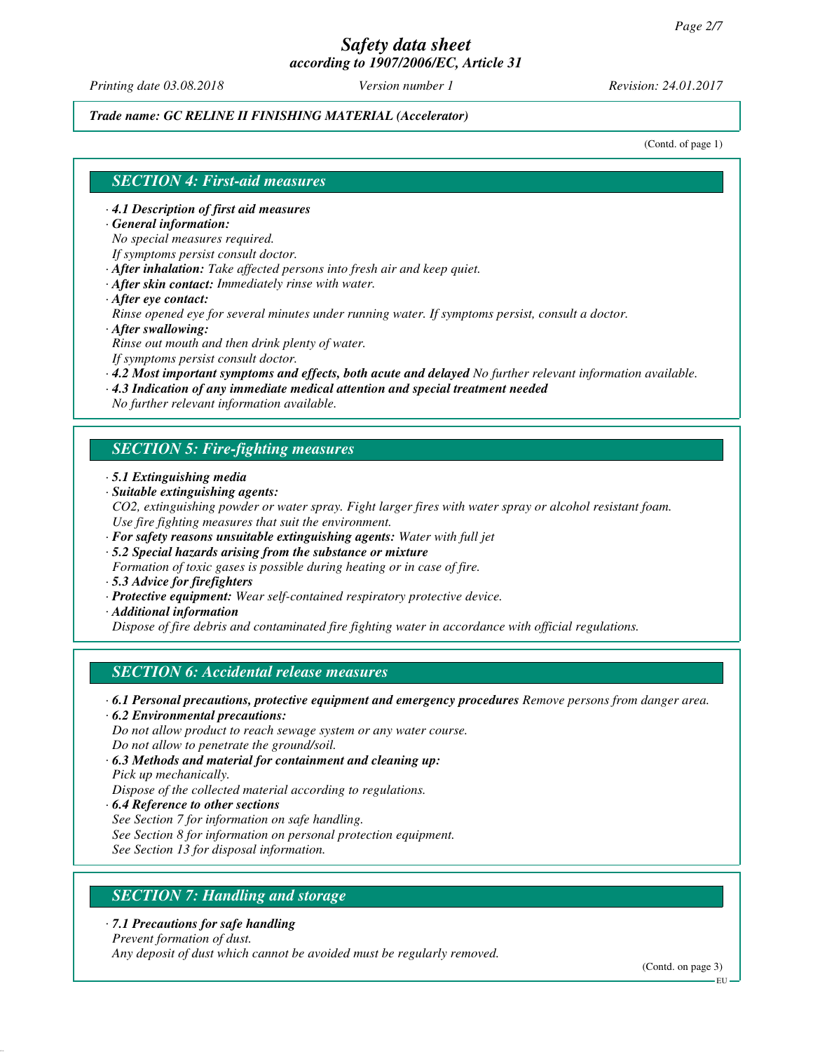*Trade name: GC RELINE II FINISHING MATERIAL (Accelerator)*

(Contd. of page 1)

## SECTION 4: First-aid measures

- **4.1 Description of first aid measures**
- **General information:**
  No special measures required.
  If symptoms persist consult doctor.
- **After inhalation:** Take affected persons into fresh air and keep quiet.
- **After skin contact:** Immediately rinse with water.
- **After eye contact:**
  Rinse opened eye for several minutes under running water. If symptoms persist, consult a doctor.
- **After swallowing:**
  Rinse out mouth and then drink plenty of water.
  If symptoms persist consult doctor.
- **4.2 Most important symptoms and effects, both acute and delayed** No further relevant information available.
- **4.3 Indication of any immediate medical attention and special treatment needed**
  No further relevant information available.

## SECTION 5: Fire-fighting measures

- **5.1 Extinguishing media**
- **Suitable extinguishing agents:**
  $CO_2$, extinguishing powder or water spray. Fight larger fires with water spray or alcohol resistant foam.
  Use fire fighting measures that suit the environment.
- **For safety reasons unsuitable extinguishing agents:** Water with full jet
- **5.2 Special hazards arising from the substance or mixture**
  Formation of toxic gases is possible during heating or in case of fire.
- **5.3 Advice for firefighters**
- **Protective equipment:** Wear self-contained respiratory protective device.
- **Additional information**
  Dispose of fire debris and contaminated fire fighting water in accordance with official regulations.

## SECTION 6: Accidental release measures

- **6.1 Personal precautions, protective equipment and emergency procedures** Remove persons from danger area.
- **6.2 Environmental precautions:**
  Do not allow product to reach sewage system or any water course.
  Do not allow to penetrate the ground/soil.
- **6.3 Methods and material for containment and cleaning up:**
  Pick up mechanically.
  Dispose of the collected material according to regulations.
- **6.4 Reference to other sections**
  See Section 7 for information on safe handling.
  See Section 8 for information on personal protection equipment.
  See Section 13 for disposal information.

## SECTION 7: Handling and storage

- **7.1 Precautions for safe handling**
  Prevent formation of dust.
  Any deposit of dust which cannot be avoided must be regularly removed.

(Contd. on page 3)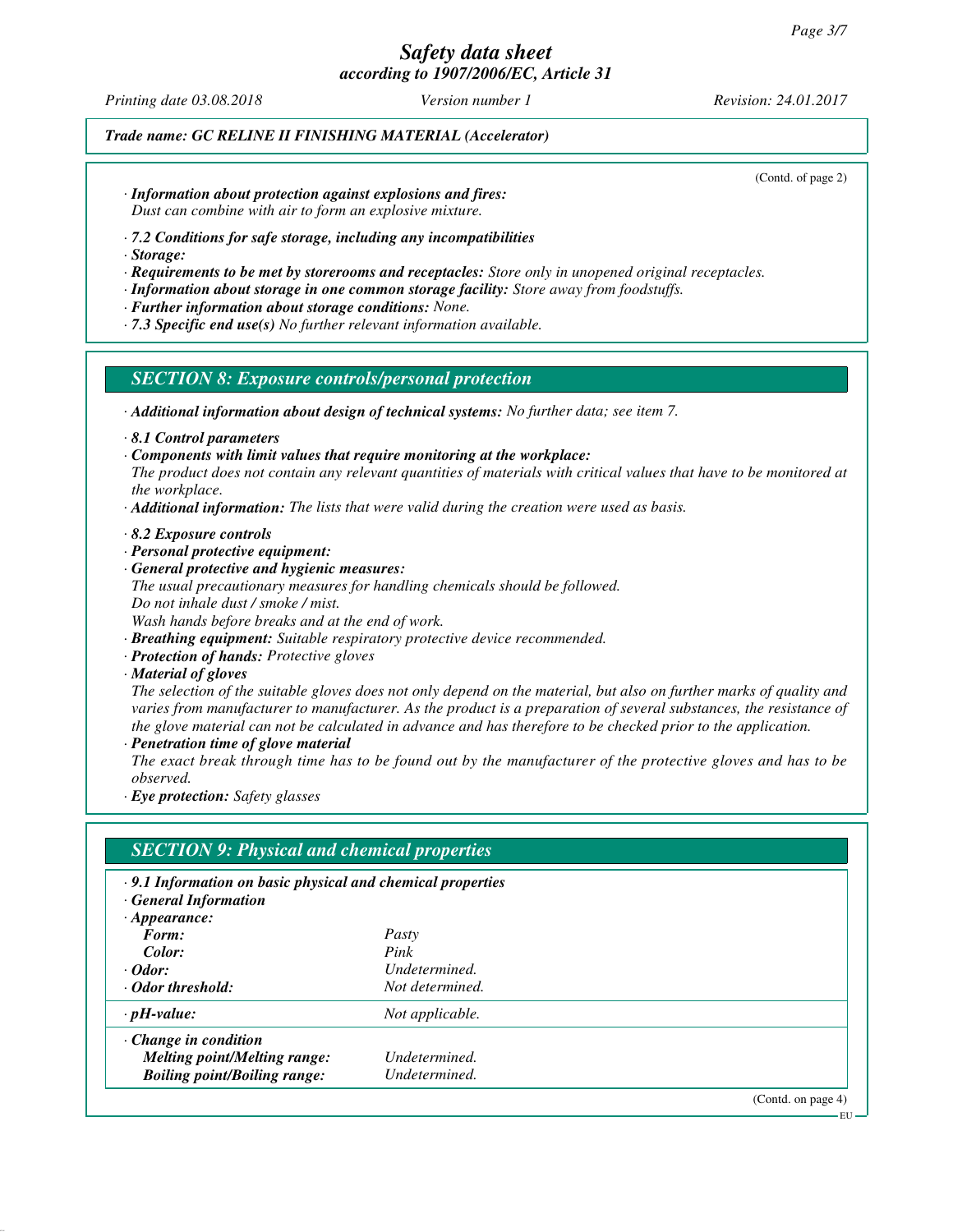(Contd. of page 2)

· ***Information about protection against explosions and fires:***
*Dust can combine with air to form an explosive mixture.*

· ***7.2 Conditions for safe storage, including any incompatibilities***
· ***Storage:***
· ***Requirements to be met by storerooms and receptacles:*** *Store only in unopened original receptacles.*
· ***Information about storage in one common storage facility:*** *Store away from foodstuffs.*
· ***Further information about storage conditions:*** *None.*
· ***7.3 Specific end use(s)*** *No further relevant information available.*

## *SECTION 8: Exposure controls/personal protection*

· ***Additional information about design of technical systems:*** *No further data; see item 7.*

· ***8.1 Control parameters***
· ***Components with limit values that require monitoring at the workplace:***
*The product does not contain any relevant quantities of materials with critical values that have to be monitored at the workplace.*
· ***Additional information:*** *The lists that were valid during the creation were used as basis.*

· ***8.2 Exposure controls***
· ***Personal protective equipment:***
· ***General protective and hygienic measures:***
*The usual precautionary measures for handling chemicals should be followed.*
*Do not inhale dust / smoke / mist.*
*Wash hands before breaks and at the end of work.*
· ***Breathing equipment:*** *Suitable respiratory protective device recommended.*
· ***Protection of hands:*** *Protective gloves*
· ***Material of gloves***
*The selection of the suitable gloves does not only depend on the material, but also on further marks of quality and varies from manufacturer to manufacturer. As the product is a preparation of several substances, the resistance of the glove material can not be calculated in advance and has therefore to be checked prior to the application.*
· ***Penetration time of glove material***
*The exact break through time has to be found out by the manufacturer of the protective gloves and has to be observed.*
· ***Eye protection:*** *Safety glasses*

## *SECTION 9: Physical and chemical properties*

· ***9.1 Information on basic physical and chemical properties***
· ***General Information***

| | |
|---|---|
| · ***Appearance:*** | |
| ***Form:*** | *Pasty* |
| ***Color:*** | *Pink* |
| · ***Odor:*** | *Undetermined.* |
| · ***Odor threshold:*** | *Not determined.* |
| · ***pH-value:*** | *Not applicable.* |
| · ***Change in condition*** | |
| ***Melting point/Melting range:*** | *Undetermined.* |
| ***Boiling point/Boiling range:*** | *Undetermined.* |

(Contd. on page 4)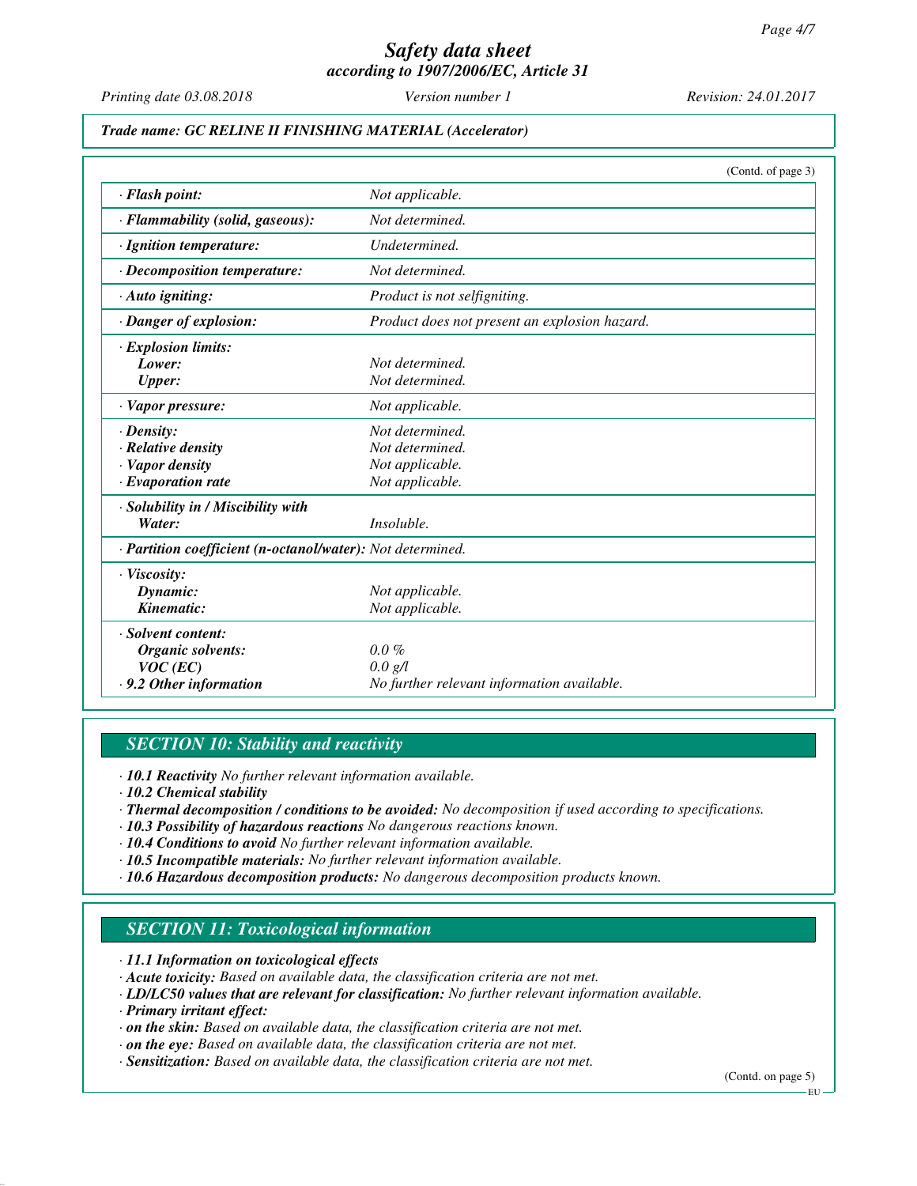*Trade name: GC RELINE II FINISHING MATERIAL (Accelerator)*

(Contd. of page 3)

| | |
|---|---|
| **· Flash point:** | *Not applicable.* |
| **· Flammability (solid, gaseous):** | *Not determined.* |
| **· Ignition temperature:** | *Undetermined.* |
| **· Decomposition temperature:** | *Not determined.* |
| **· Auto igniting:** | *Product is not selfigniting.* |
| **· Danger of explosion:** | *Product does not present an explosion hazard.* |
| **· Explosion limits:** | |
| **Lower:** | *Not determined.* |
| **Upper:** | *Not determined.* |
| **· Vapor pressure:** | *Not applicable.* |
| **· Density:** | *Not determined.* |
| **· Relative density** | *Not determined.* |
| **· Vapor density** | *Not applicable.* |
| **· Evaporation rate** | *Not applicable.* |
| **· Solubility in / Miscibility with** | |
| **Water:** | *Insoluble.* |
| **· Partition coefficient (n-octanol/water):** | *Not determined.* |
| **· Viscosity:** | |
| **Dynamic:** | *Not applicable.* |
| **Kinematic:** | *Not applicable.* |
| **· Solvent content:** | |
| **Organic solvents:** | *0.0 %* |
| **VOC (EC)** | *0.0 g/l* |
| **· 9.2 Other information** | *No further relevant information available.* |

## SECTION 10: Stability and reactivity

· **10.1 Reactivity** *No further relevant information available.*
· **10.2 Chemical stability**
· **Thermal decomposition / conditions to be avoided:** *No decomposition if used according to specifications.*
· **10.3 Possibility of hazardous reactions** *No dangerous reactions known.*
· **10.4 Conditions to avoid** *No further relevant information available.*
· **10.5 Incompatible materials:** *No further relevant information available.*
· **10.6 Hazardous decomposition products:** *No dangerous decomposition products known.*

## SECTION 11: Toxicological information

· **11.1 Information on toxicological effects**
· **Acute toxicity:** *Based on available data, the classification criteria are not met.*
· **LD/LC50 values that are relevant for classification:** *No further relevant information available.*
· **Primary irritant effect:**
· **on the skin:** *Based on available data, the classification criteria are not met.*
· **on the eye:** *Based on available data, the classification criteria are not met.*
· **Sensitization:** *Based on available data, the classification criteria are not met.*

(Contd. on page 5)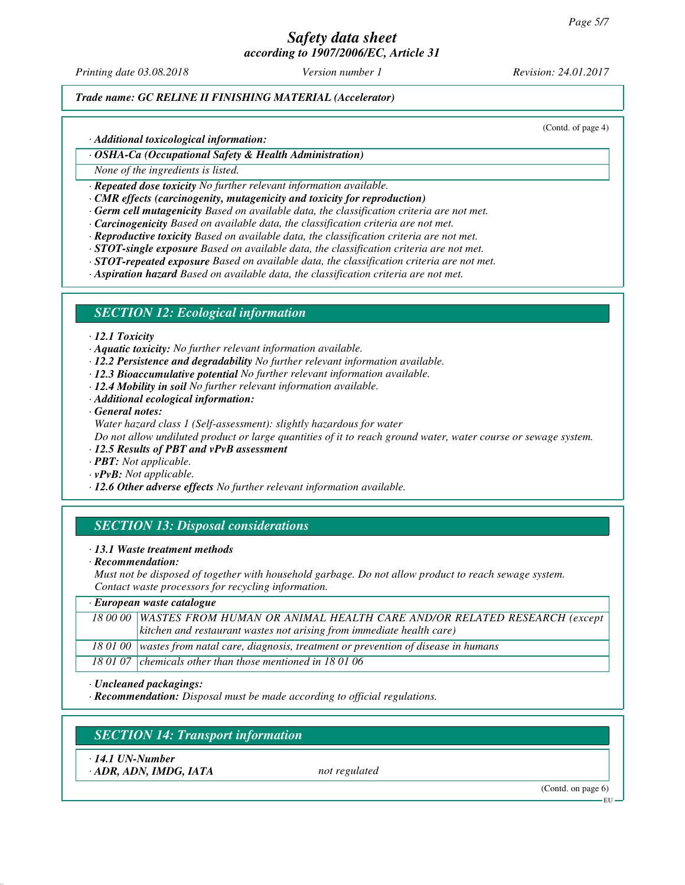(Contd. of page 4)

· *Additional toxicological information:*

| · *OSHA-Ca (Occupational Safety & Health Administration)* |
|---|
| None of the ingredients is listed. |

· ***Repeated dose toxicity*** *No further relevant information available.*
· ***CMR effects (carcinogenity, mutagenicity and toxicity for reproduction)***
· ***Germ cell mutagenicity*** *Based on available data, the classification criteria are not met.*
· ***Carcinogenicity*** *Based on available data, the classification criteria are not met.*
· ***Reproductive toxicity*** *Based on available data, the classification criteria are not met.*
· ***STOT-single exposure*** *Based on available data, the classification criteria are not met.*
· ***STOT-repeated exposure*** *Based on available data, the classification criteria are not met.*
· ***Aspiration hazard*** *Based on available data, the classification criteria are not met.*

## SECTION 12: Ecological information

· ***12.1 Toxicity***
· ***Aquatic toxicity:*** *No further relevant information available.*
· ***12.2 Persistence and degradability*** *No further relevant information available.*
· ***12.3 Bioaccumulative potential*** *No further relevant information available.*
· ***12.4 Mobility in soil*** *No further relevant information available.*
· ***Additional ecological information:***
· ***General notes:***
*Water hazard class 1 (Self-assessment): slightly hazardous for water*
*Do not allow undiluted product or large quantities of it to reach ground water, water course or sewage system.*
· ***12.5 Results of PBT and vPvB assessment***
· ***PBT:*** *Not applicable.*
· ***vPvB:*** *Not applicable.*
· ***12.6 Other adverse effects*** *No further relevant information available.*

## SECTION 13: Disposal considerations

· ***13.1 Waste treatment methods***
· ***Recommendation:***
*Must not be disposed of together with household garbage. Do not allow product to reach sewage system.*
*Contact waste processors for recycling information.*

| · *European waste catalogue* | |
|---|---|
| 18 00 00 | WASTES FROM HUMAN OR ANIMAL HEALTH CARE AND/OR RELATED RESEARCH (except kitchen and restaurant wastes not arising from immediate health care) |
| 18 01 00 | wastes from natal care, diagnosis, treatment or prevention of disease in humans |
| 18 01 07 | chemicals other than those mentioned in 18 01 06 |

· ***Uncleaned packagings:***
· ***Recommendation:*** *Disposal must be made according to official regulations.*

## SECTION 14: Transport information

· ***14.1 UN-Number***
· ***ADR, ADN, IMDG, IATA*** *not regulated*

(Contd. on page 6)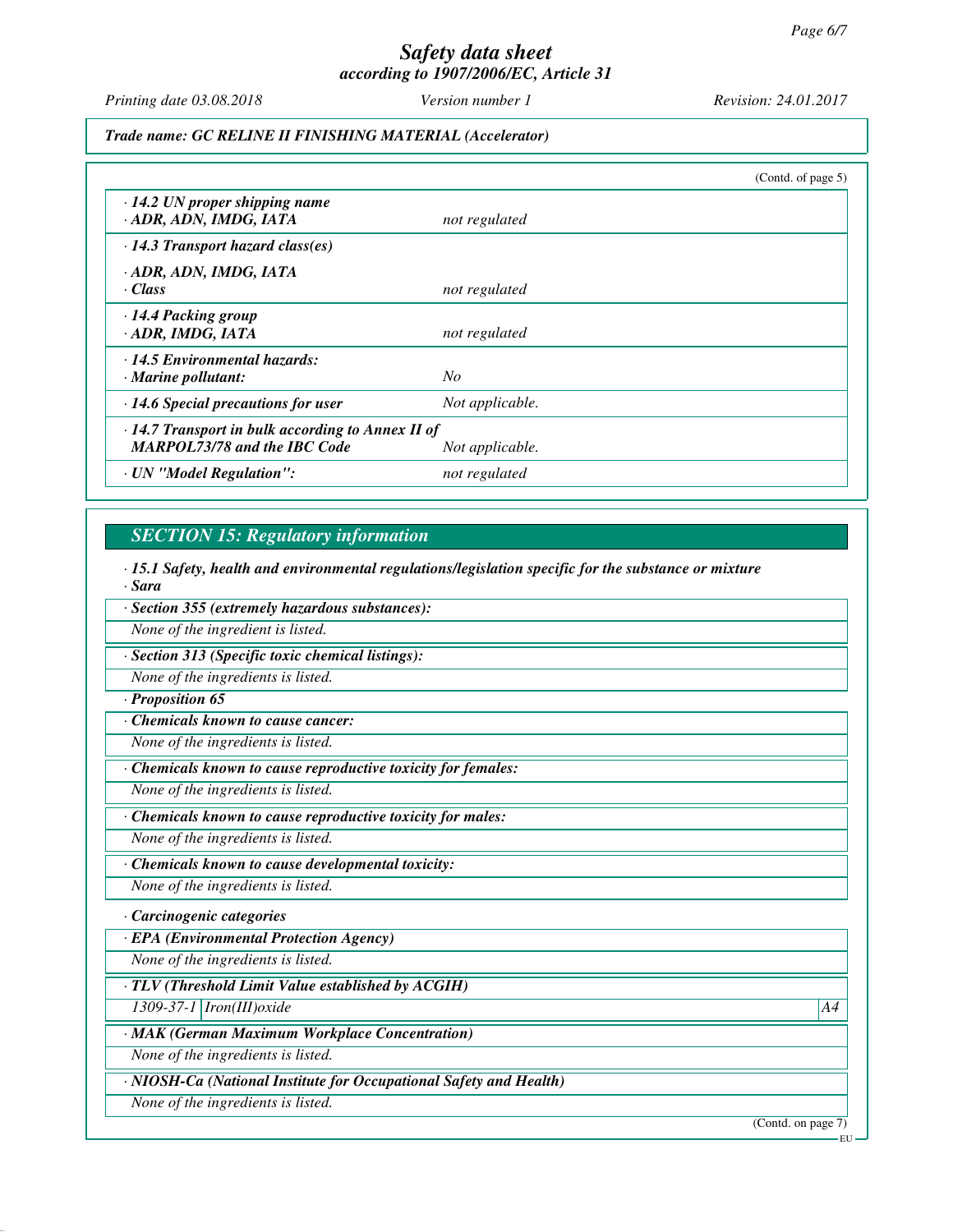*Trade name: GC RELINE II FINISHING MATERIAL (Accelerator)*

(Contd. of page 5)

| | |
|---|---|
| **· 14.2 UN proper shipping name** **· ADR, ADN, IMDG, IATA** | not regulated |
| **· 14.3 Transport hazard class(es)** | |
| **· ADR, ADN, IMDG, IATA** **· Class** | not regulated |
| **· 14.4 Packing group** **· ADR, IMDG, IATA** | not regulated |
| **· 14.5 Environmental hazards:** **· Marine pollutant:** | No |
| **· 14.6 Special precautions for user** | Not applicable. |
| **· 14.7 Transport in bulk according to Annex II of MARPOL73/78 and the IBC Code** | Not applicable. |
| **· UN "Model Regulation":** | not regulated |

## SECTION 15: Regulatory information

**· 15.1 Safety, health and environmental regulations/legislation specific for the substance or mixture**

**· Sara**

**· Section 355 (extremely hazardous substances):**

None of the ingredient is listed.

**· Section 313 (Specific toxic chemical listings):**

None of the ingredients is listed.

**· Proposition 65**

**· Chemicals known to cause cancer:**

None of the ingredients is listed.

**· Chemicals known to cause reproductive toxicity for females:**

None of the ingredients is listed.

**· Chemicals known to cause reproductive toxicity for males:**

None of the ingredients is listed.

**· Chemicals known to cause developmental toxicity:**

None of the ingredients is listed.

**· Carcinogenic categories**

**· EPA (Environmental Protection Agency)**

None of the ingredients is listed.

**· TLV (Threshold Limit Value established by ACGIH)**

| | | |
|---|---|---|
| 1309-37-1 | Iron(III)oxide | A4 |

**· MAK (German Maximum Workplace Concentration)**

None of the ingredients is listed.

**· NIOSH-Ca (National Institute for Occupational Safety and Health)**

None of the ingredients is listed.

(Contd. on page 7)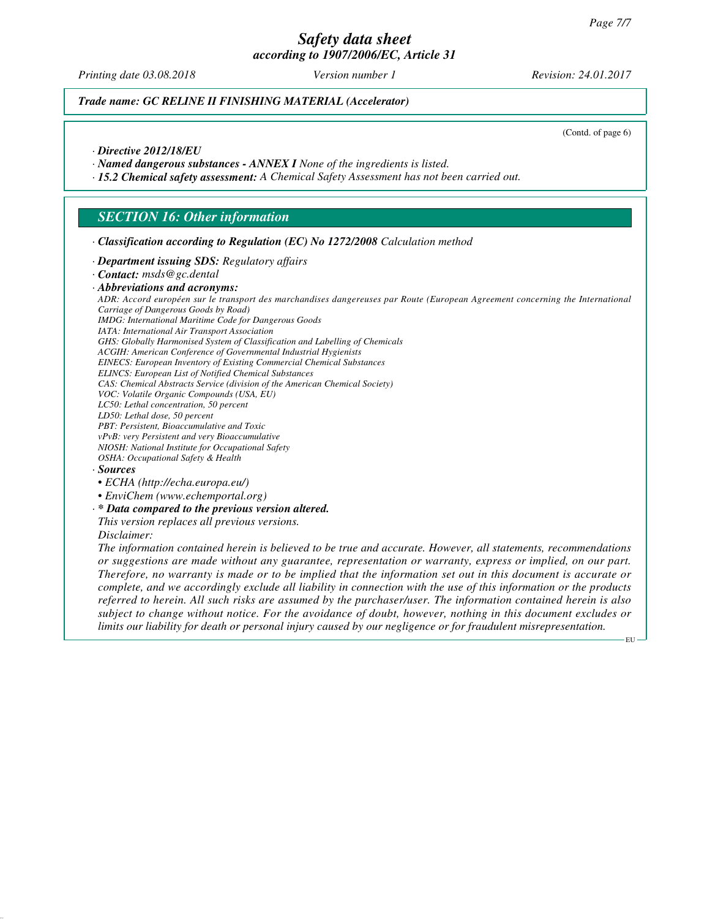*Trade name: GC RELINE II FINISHING MATERIAL (Accelerator)*

(Contd. of page 6)

· ***Directive 2012/18/EU***
· ***Named dangerous substances - ANNEX I*** *None of the ingredients is listed.*
· ***15.2 Chemical safety assessment:*** *A Chemical Safety Assessment has not been carried out.*

## *SECTION 16: Other information*

· ***Classification according to Regulation (EC) No 1272/2008*** *Calculation method*

· ***Department issuing SDS:*** *Regulatory affairs*
· ***Contact:*** *msds@gc.dental*
· ***Abbreviations and acronyms:***
*ADR: Accord européen sur le transport des marchandises dangereuses par Route (European Agreement concerning the International Carriage of Dangerous Goods by Road)*
*IMDG: International Maritime Code for Dangerous Goods*
*IATA: International Air Transport Association*
*GHS: Globally Harmonised System of Classification and Labelling of Chemicals*
*ACGIH: American Conference of Governmental Industrial Hygienists*
*EINECS: European Inventory of Existing Commercial Chemical Substances*
*ELINCS: European List of Notified Chemical Substances*
*CAS: Chemical Abstracts Service (division of the American Chemical Society)*
*VOC: Volatile Organic Compounds (USA, EU)*
*LC50: Lethal concentration, 50 percent*
*LD50: Lethal dose, 50 percent*
*PBT: Persistent, Bioaccumulative and Toxic*
*vPvB: very Persistent and very Bioaccumulative*
*NIOSH: National Institute for Occupational Safety*
*OSHA: Occupational Safety & Health*
· ***Sources***
- *ECHA (http://echa.europa.eu/)*
- *EnviChem (www.echemportal.org)*

· ***\* Data compared to the previous version altered.***
*This version replaces all previous versions.*
*Disclaimer:*
*The information contained herein is believed to be true and accurate. However, all statements, recommendations or suggestions are made without any guarantee, representation or warranty, express or implied, on our part. Therefore, no warranty is made or to be implied that the information set out in this document is accurate or complete, and we accordingly exclude all liability in connection with the use of this information or the products referred to herein. All such risks are assumed by the purchaser/user. The information contained herein is also subject to change without notice. For the avoidance of doubt, however, nothing in this document excludes or limits our liability for death or personal injury caused by our negligence or for fraudulent misrepresentation.*

EU